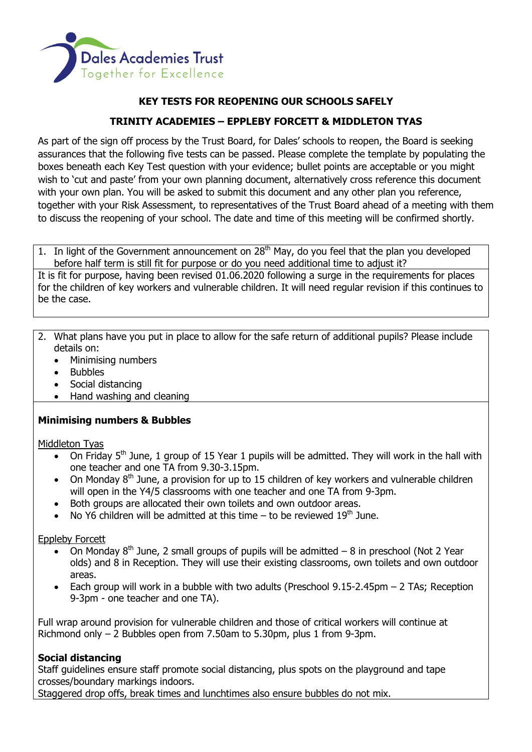Dales Academies Trust
Together for Excellence

## KEY TESTS FOR REOPENING OUR SCHOOLS SAFELY

## TRINITY ACADEMIES – EPPLEBY FORCETT & MIDDLETON TYAS

As part of the sign off process by the Trust Board, for Dales' schools to reopen, the Board is seeking assurances that the following five tests can be passed. Please complete the template by populating the boxes beneath each Key Test question with your evidence; bullet points are acceptable or you might wish to 'cut and paste' from your own planning document, alternatively cross reference this document with your own plan. You will be asked to submit this document and any other plan you reference, together with your Risk Assessment, to representatives of the Trust Board ahead of a meeting with them to discuss the reopening of your school. The date and time of this meeting will be confirmed shortly.

1. In light of the Government announcement on 28th May, do you feel that the plan you developed before half term is still fit for purpose or do you need additional time to adjust it?

It is fit for purpose, having been revised 01.06.2020 following a surge in the requirements for places for the children of key workers and vulnerable children. It will need regular revision if this continues to be the case.

2. What plans have you put in place to allow for the safe return of additional pupils? Please include details on:
   - Minimising numbers
   - Bubbles
   - Social distancing
   - Hand washing and cleaning

**Minimising numbers & Bubbles**

Middleton Tyas

- On Friday 5th June, 1 group of 15 Year 1 pupils will be admitted. They will work in the hall with one teacher and one TA from 9.30-3.15pm.
- On Monday 8th June, a provision for up to 15 children of key workers and vulnerable children will open in the Y4/5 classrooms with one teacher and one TA from 9-3pm.
- Both groups are allocated their own toilets and own outdoor areas.
- No Y6 children will be admitted at this time – to be reviewed 19th June.

Eppleby Forcett

- On Monday 8th June, 2 small groups of pupils will be admitted – 8 in preschool (Not 2 Year olds) and 8 in Reception. They will use their existing classrooms, own toilets and own outdoor areas.
- Each group will work in a bubble with two adults (Preschool 9.15-2.45pm – 2 TAs; Reception 9-3pm - one teacher and one TA).

Full wrap around provision for vulnerable children and those of critical workers will continue at Richmond only – 2 Bubbles open from 7.50am to 5.30pm, plus 1 from 9-3pm.

**Social distancing**

Staff guidelines ensure staff promote social distancing, plus spots on the playground and tape crosses/boundary markings indoors.

Staggered drop offs, break times and lunchtimes also ensure bubbles do not mix.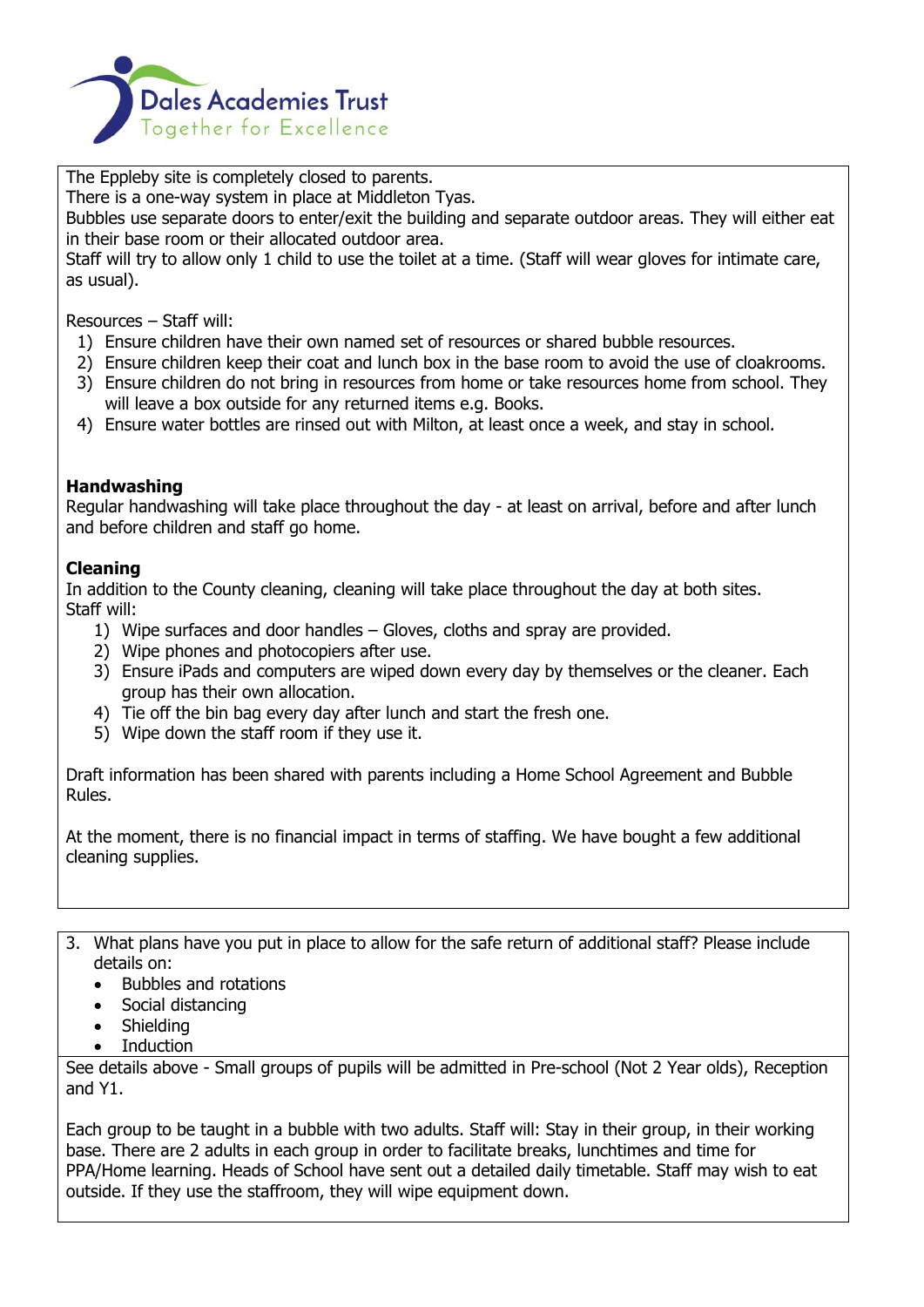Dales Academies Trust
Together for Excellence

The Eppleby site is completely closed to parents.
There is a one-way system in place at Middleton Tyas.
Bubbles use separate doors to enter/exit the building and separate outdoor areas. They will either eat in their base room or their allocated outdoor area.
Staff will try to allow only 1 child to use the toilet at a time. (Staff will wear gloves for intimate care, as usual).

Resources – Staff will:

1) Ensure children have their own named set of resources or shared bubble resources.
2) Ensure children keep their coat and lunch box in the base room to avoid the use of cloakrooms.
3) Ensure children do not bring in resources from home or take resources home from school. They will leave a box outside for any returned items e.g. Books.
4) Ensure water bottles are rinsed out with Milton, at least once a week, and stay in school.

**Handwashing**
Regular handwashing will take place throughout the day - at least on arrival, before and after lunch and before children and staff go home.

**Cleaning**
In addition to the County cleaning, cleaning will take place throughout the day at both sites.
Staff will:

1) Wipe surfaces and door handles – Gloves, cloths and spray are provided.
2) Wipe phones and photocopiers after use.
3) Ensure iPads and computers are wiped down every day by themselves or the cleaner. Each group has their own allocation.
4) Tie off the bin bag every day after lunch and start the fresh one.
5) Wipe down the staff room if they use it.

Draft information has been shared with parents including a Home School Agreement and Bubble Rules.

At the moment, there is no financial impact in terms of staffing. We have bought a few additional cleaning supplies.

3. What plans have you put in place to allow for the safe return of additional staff? Please include details on:
   - Bubbles and rotations
   - Social distancing
   - Shielding
   - Induction

See details above - Small groups of pupils will be admitted in Pre-school (Not 2 Year olds), Reception and Y1.

Each group to be taught in a bubble with two adults. Staff will: Stay in their group, in their working base. There are 2 adults in each group in order to facilitate breaks, lunchtimes and time for PPA/Home learning. Heads of School have sent out a detailed daily timetable. Staff may wish to eat outside. If they use the staffroom, they will wipe equipment down.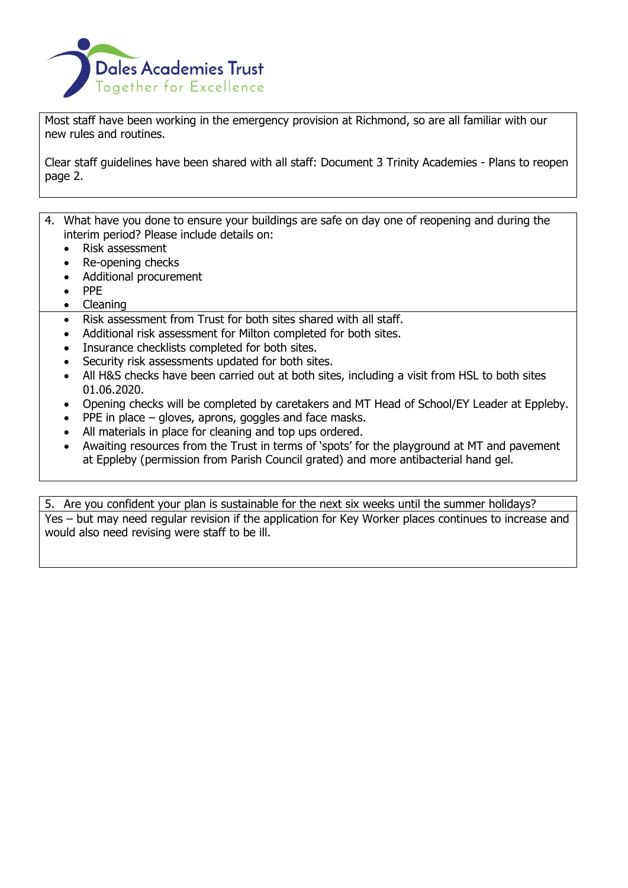Most staff have been working in the emergency provision at Richmond, so are all familiar with our new rules and routines.

Clear staff guidelines have been shared with all staff: Document 3 Trinity Academies - Plans to reopen page 2.

4. What have you done to ensure your buildings are safe on day one of reopening and during the interim period? Please include details on:
   - Risk assessment
   - Re-opening checks
   - Additional procurement
   - PPE
   - Cleaning

- Risk assessment from Trust for both sites shared with all staff.
- Additional risk assessment for Milton completed for both sites.
- Insurance checklists completed for both sites.
- Security risk assessments updated for both sites.
- All H&S checks have been carried out at both sites, including a visit from HSL to both sites 01.06.2020.
- Opening checks will be completed by caretakers and MT Head of School/EY Leader at Eppleby.
- PPE in place – gloves, aprons, goggles and face masks.
- All materials in place for cleaning and top ups ordered.
- Awaiting resources from the Trust in terms of 'spots' for the playground at MT and pavement at Eppleby (permission from Parish Council grated) and more antibacterial hand gel.

5. Are you confident your plan is sustainable for the next six weeks until the summer holidays?

Yes – but may need regular revision if the application for Key Worker places continues to increase and would also need revising were staff to be ill.